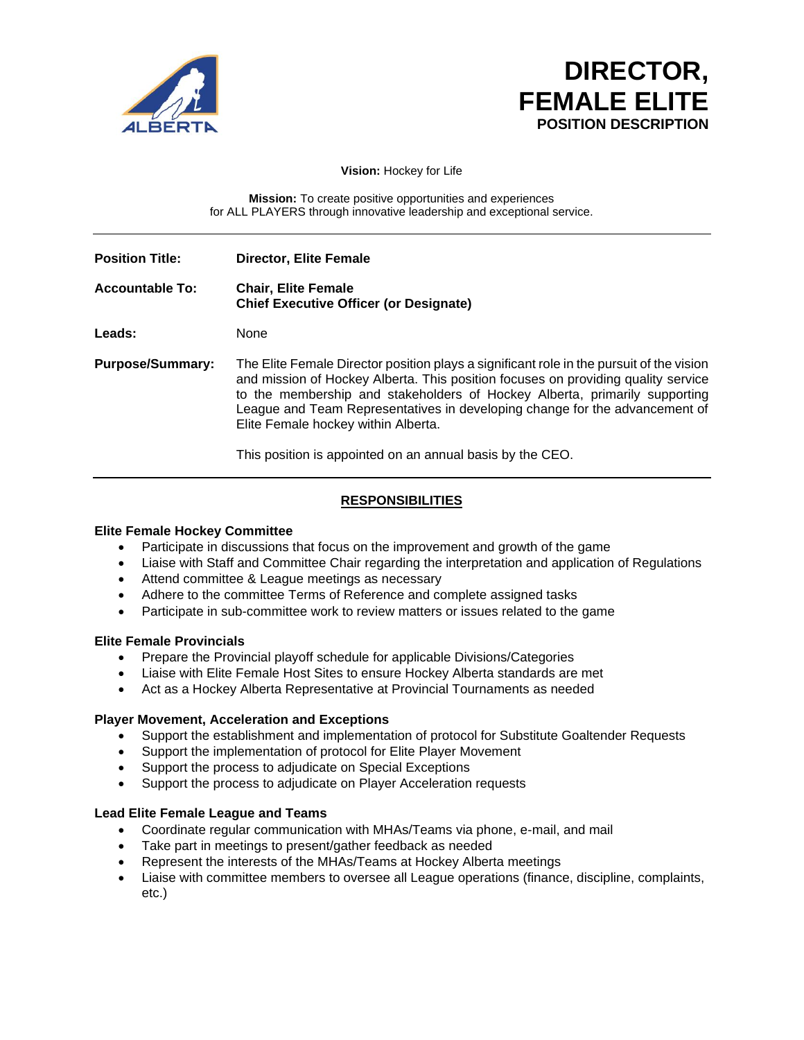# DIRECTOR, FEMALE ELITE

**POSITION DESCRIPTION**

**Vision:** Hockey for Life

**Mission:** To create positive opportunities and experiences for ALL PLAYERS through innovative leadership and exceptional service.

---

| | |
|---|---|
| **Position Title:** | **Director, Elite Female** |
| **Accountable To:** | **Chair, Elite Female**<br>**Chief Executive Officer (or Designate)** |
| **Leads:** | None |
| **Purpose/Summary:** | The Elite Female Director position plays a significant role in the pursuit of the vision and mission of Hockey Alberta. This position focuses on providing quality service to the membership and stakeholders of Hockey Alberta, primarily supporting League and Team Representatives in developing change for the advancement of Elite Female hockey within Alberta.<br><br>This position is appointed on an annual basis by the CEO. |

---

## RESPONSIBILITIES

### Elite Female Hockey Committee

- Participate in discussions that focus on the improvement and growth of the game
- Liaise with Staff and Committee Chair regarding the interpretation and application of Regulations
- Attend committee & League meetings as necessary
- Adhere to the committee Terms of Reference and complete assigned tasks
- Participate in sub-committee work to review matters or issues related to the game

### Elite Female Provincials

- Prepare the Provincial playoff schedule for applicable Divisions/Categories
- Liaise with Elite Female Host Sites to ensure Hockey Alberta standards are met
- Act as a Hockey Alberta Representative at Provincial Tournaments as needed

### Player Movement, Acceleration and Exceptions

- Support the establishment and implementation of protocol for Substitute Goaltender Requests
- Support the implementation of protocol for Elite Player Movement
- Support the process to adjudicate on Special Exceptions
- Support the process to adjudicate on Player Acceleration requests

### Lead Elite Female League and Teams

- Coordinate regular communication with MHAs/Teams via phone, e-mail, and mail
- Take part in meetings to present/gather feedback as needed
- Represent the interests of the MHAs/Teams at Hockey Alberta meetings
- Liaise with committee members to oversee all League operations (finance, discipline, complaints, etc.)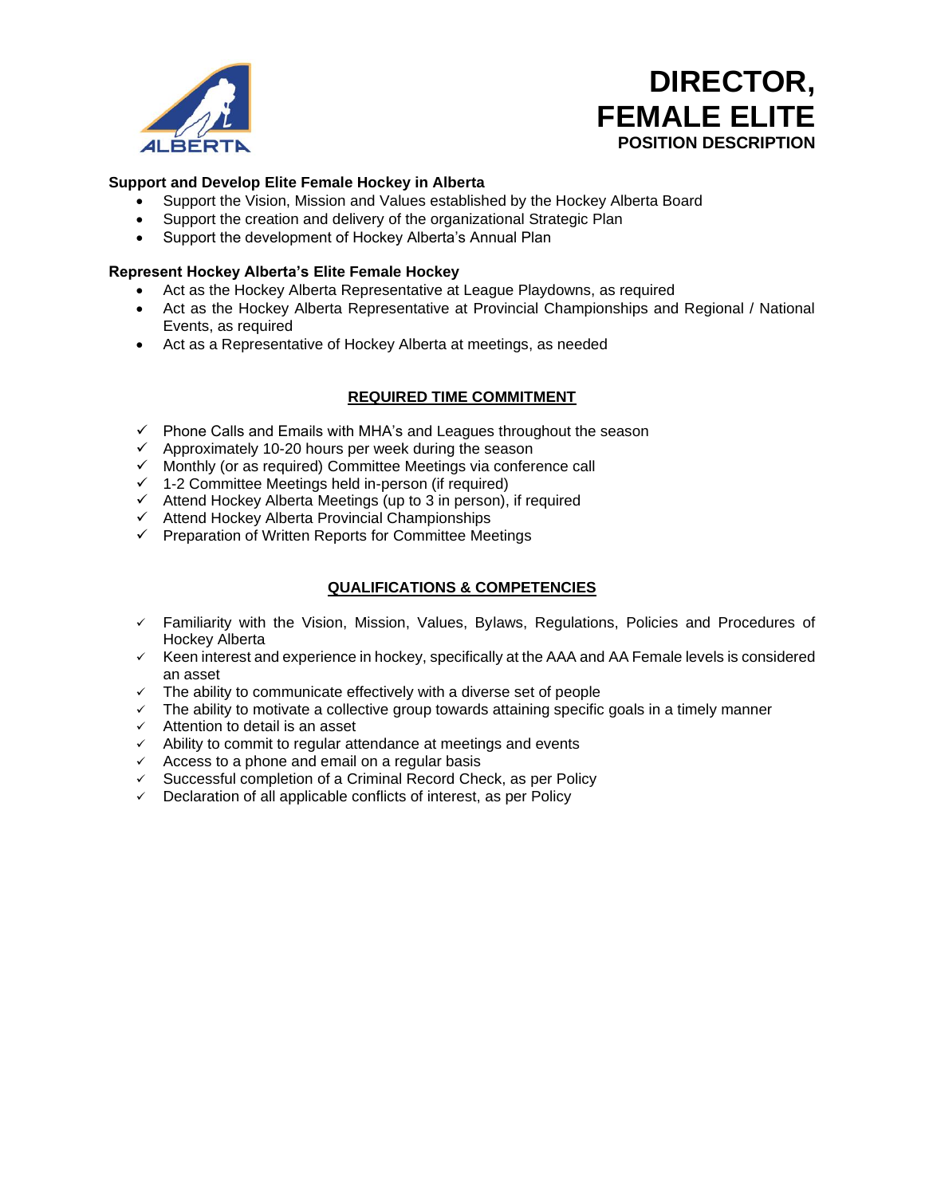# DIRECTOR, FEMALE ELITE

**POSITION DESCRIPTION**

**Support and Develop Elite Female Hockey in Alberta**

- Support the Vision, Mission and Values established by the Hockey Alberta Board
- Support the creation and delivery of the organizational Strategic Plan
- Support the development of Hockey Alberta's Annual Plan

**Represent Hockey Alberta's Elite Female Hockey**

- Act as the Hockey Alberta Representative at League Playdowns, as required
- Act as the Hockey Alberta Representative at Provincial Championships and Regional / National Events, as required
- Act as a Representative of Hockey Alberta at meetings, as needed

## REQUIRED TIME COMMITMENT

- ✓ Phone Calls and Emails with MHA's and Leagues throughout the season
- ✓ Approximately 10-20 hours per week during the season
- ✓ Monthly (or as required) Committee Meetings via conference call
- ✓ 1-2 Committee Meetings held in-person (if required)
- ✓ Attend Hockey Alberta Meetings (up to 3 in person), if required
- ✓ Attend Hockey Alberta Provincial Championships
- ✓ Preparation of Written Reports for Committee Meetings

## QUALIFICATIONS & COMPETENCIES

- ✓ Familiarity with the Vision, Mission, Values, Bylaws, Regulations, Policies and Procedures of Hockey Alberta
- ✓ Keen interest and experience in hockey, specifically at the AAA and AA Female levels is considered an asset
- ✓ The ability to communicate effectively with a diverse set of people
- ✓ The ability to motivate a collective group towards attaining specific goals in a timely manner
- ✓ Attention to detail is an asset
- ✓ Ability to commit to regular attendance at meetings and events
- ✓ Access to a phone and email on a regular basis
- ✓ Successful completion of a Criminal Record Check, as per Policy
- ✓ Declaration of all applicable conflicts of interest, as per Policy